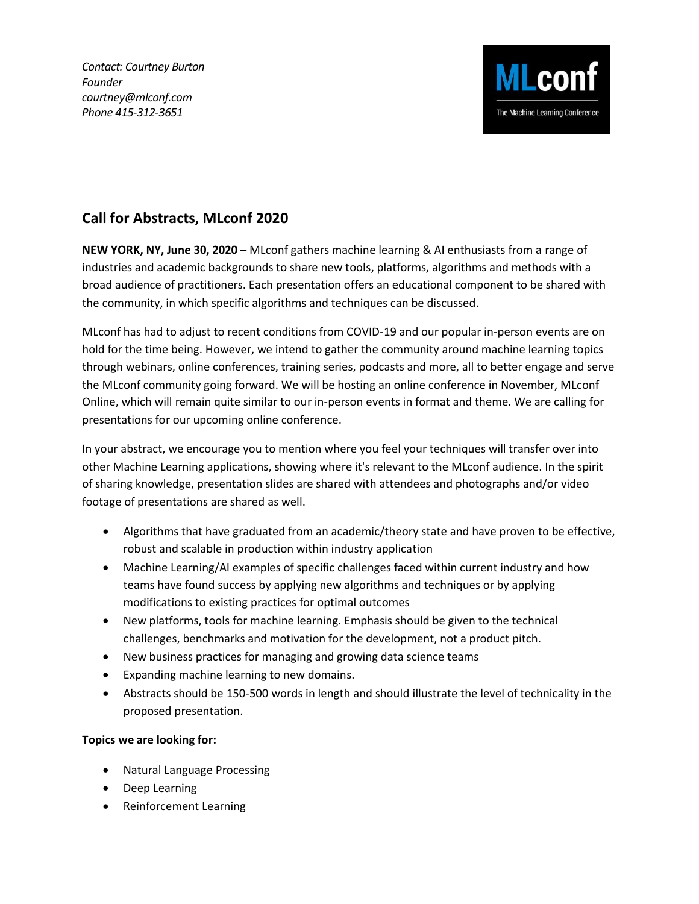*Contact: Courtney Burton*
*Founder*
*courtney@mlconf.com*
*Phone 415-312-3651*

MLconf
The Machine Learning Conference

## Call for Abstracts, MLconf 2020

**NEW YORK, NY, June 30, 2020 –** MLconf gathers machine learning & AI enthusiasts from a range of industries and academic backgrounds to share new tools, platforms, algorithms and methods with a broad audience of practitioners. Each presentation offers an educational component to be shared with the community, in which specific algorithms and techniques can be discussed.

MLconf has had to adjust to recent conditions from COVID-19 and our popular in-person events are on hold for the time being. However, we intend to gather the community around machine learning topics through webinars, online conferences, training series, podcasts and more, all to better engage and serve the MLconf community going forward. We will be hosting an online conference in November, MLconf Online, which will remain quite similar to our in-person events in format and theme. We are calling for presentations for our upcoming online conference.

In your abstract, we encourage you to mention where you feel your techniques will transfer over into other Machine Learning applications, showing where it's relevant to the MLconf audience. In the spirit of sharing knowledge, presentation slides are shared with attendees and photographs and/or video footage of presentations are shared as well.

- Algorithms that have graduated from an academic/theory state and have proven to be effective, robust and scalable in production within industry application
- Machine Learning/AI examples of specific challenges faced within current industry and how teams have found success by applying new algorithms and techniques or by applying modifications to existing practices for optimal outcomes
- New platforms, tools for machine learning. Emphasis should be given to the technical challenges, benchmarks and motivation for the development, not a product pitch.
- New business practices for managing and growing data science teams
- Expanding machine learning to new domains.
- Abstracts should be 150-500 words in length and should illustrate the level of technicality in the proposed presentation.

**Topics we are looking for:**

- Natural Language Processing
- Deep Learning
- Reinforcement Learning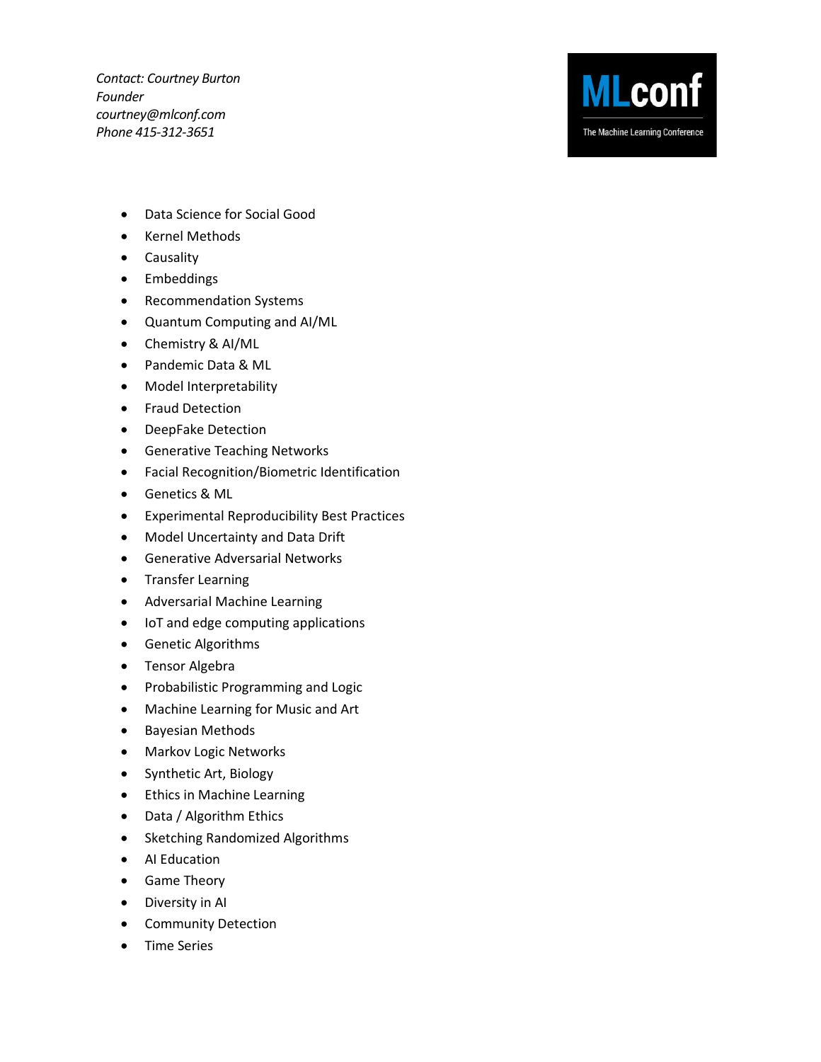*Contact: Courtney Burton*
*Founder*
*courtney@mlconf.com*
*Phone 415-312-3651*

- Data Science for Social Good
- Kernel Methods
- Causality
- Embeddings
- Recommendation Systems
- Quantum Computing and AI/ML
- Chemistry & AI/ML
- Pandemic Data & ML
- Model Interpretability
- Fraud Detection
- DeepFake Detection
- Generative Teaching Networks
- Facial Recognition/Biometric Identification
- Genetics & ML
- Experimental Reproducibility Best Practices
- Model Uncertainty and Data Drift
- Generative Adversarial Networks
- Transfer Learning
- Adversarial Machine Learning
- IoT and edge computing applications
- Genetic Algorithms
- Tensor Algebra
- Probabilistic Programming and Logic
- Machine Learning for Music and Art
- Bayesian Methods
- Markov Logic Networks
- Synthetic Art, Biology
- Ethics in Machine Learning
- Data / Algorithm Ethics
- Sketching Randomized Algorithms
- AI Education
- Game Theory
- Diversity in AI
- Community Detection
- Time Series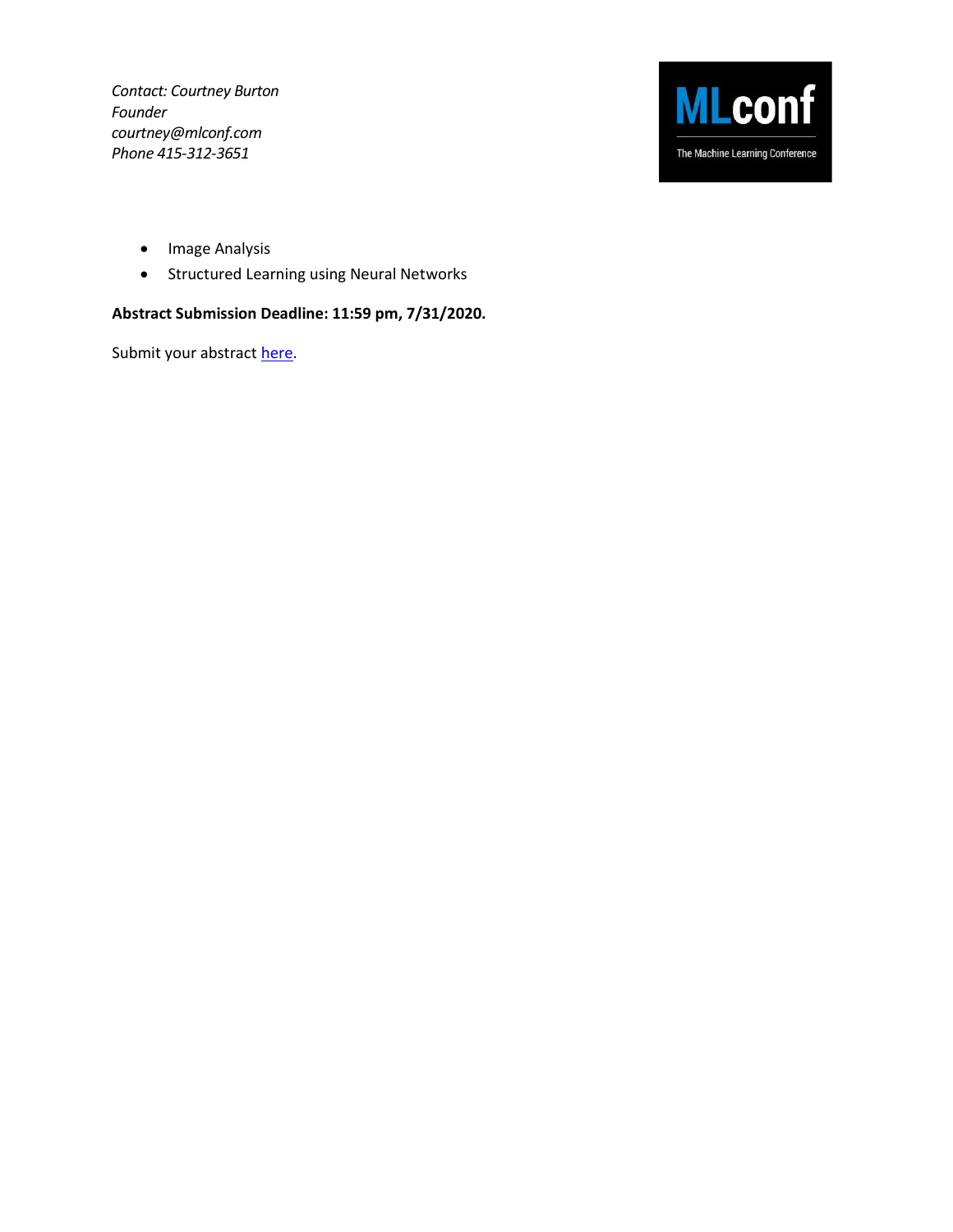*Contact: Courtney Burton*
*Founder*
*courtney@mlconf.com*
*Phone 415-312-3651*

- Image Analysis
- Structured Learning using Neural Networks

**Abstract Submission Deadline: 11:59 pm, 7/31/2020.**

Submit your abstract here.